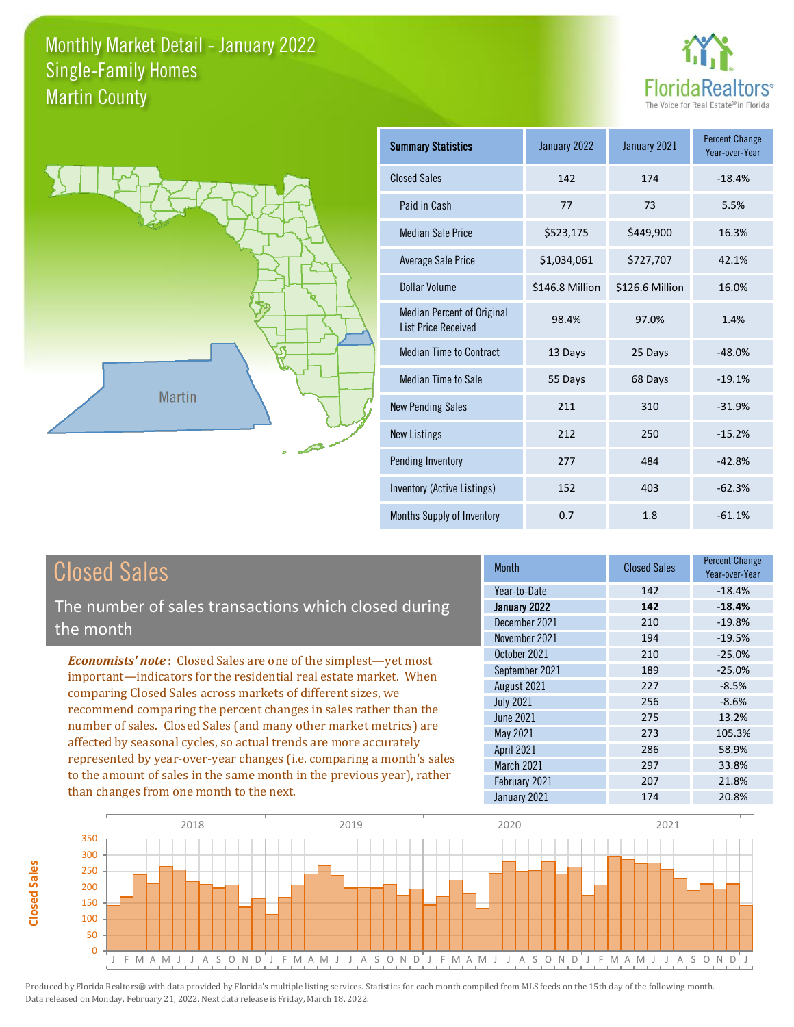# Monthly Market Detail - January 2022
## Single-Family Homes
## Martin County

| Summary Statistics | January 2022 | January 2021 | Percent Change Year-over-Year |
|---|---|---|---|
| Closed Sales | 142 | 174 | -18.4% |
| Paid in Cash | 77 | 73 | 5.5% |
| Median Sale Price | $523,175 | $449,900 | 16.3% |
| Average Sale Price | $1,034,061 | $727,707 | 42.1% |
| Dollar Volume | $146.8 Million | $126.6 Million | 16.0% |
| Median Percent of Original List Price Received | 98.4% | 97.0% | 1.4% |
| Median Time to Contract | 13 Days | 25 Days | -48.0% |
| Median Time to Sale | 55 Days | 68 Days | -19.1% |
| New Pending Sales | 211 | 310 | -31.9% |
| New Listings | 212 | 250 | -15.2% |
| Pending Inventory | 277 | 484 | -42.8% |
| Inventory (Active Listings) | 152 | 403 | -62.3% |
| Months Supply of Inventory | 0.7 | 1.8 | -61.1% |

## Closed Sales

The number of sales transactions which closed during the month

***Economists' note***: Closed Sales are one of the simplest—yet most important—indicators for the residential real estate market. When comparing Closed Sales across markets of different sizes, we recommend comparing the percent changes in sales rather than the number of sales. Closed Sales (and many other market metrics) are affected by seasonal cycles, so actual trends are more accurately represented by year-over-year changes (i.e. comparing a month's sales to the amount of sales in the same month in the previous year), rather than changes from one month to the next.

| Month | Closed Sales | Percent Change Year-over-Year |
|---|---|---|
| Year-to-Date | 142 | -18.4% |
| **January 2022** | **142** | **-18.4%** |
| December 2021 | 210 | -19.8% |
| November 2021 | 194 | -19.5% |
| October 2021 | 210 | -25.0% |
| September 2021 | 189 | -25.0% |
| August 2021 | 227 | -8.5% |
| July 2021 | 256 | -8.6% |
| June 2021 | 275 | 13.2% |
| May 2021 | 273 | 105.3% |
| April 2021 | 286 | 58.9% |
| March 2021 | 297 | 33.8% |
| February 2021 | 207 | 21.8% |
| January 2021 | 174 | 20.8% |

Produced by Florida Realtors® with data provided by Florida's multiple listing services. Statistics for each month compiled from MLS feeds on the 15th day of the following month. Data released on Monday, February 21, 2022. Next data release is Friday, March 18, 2022.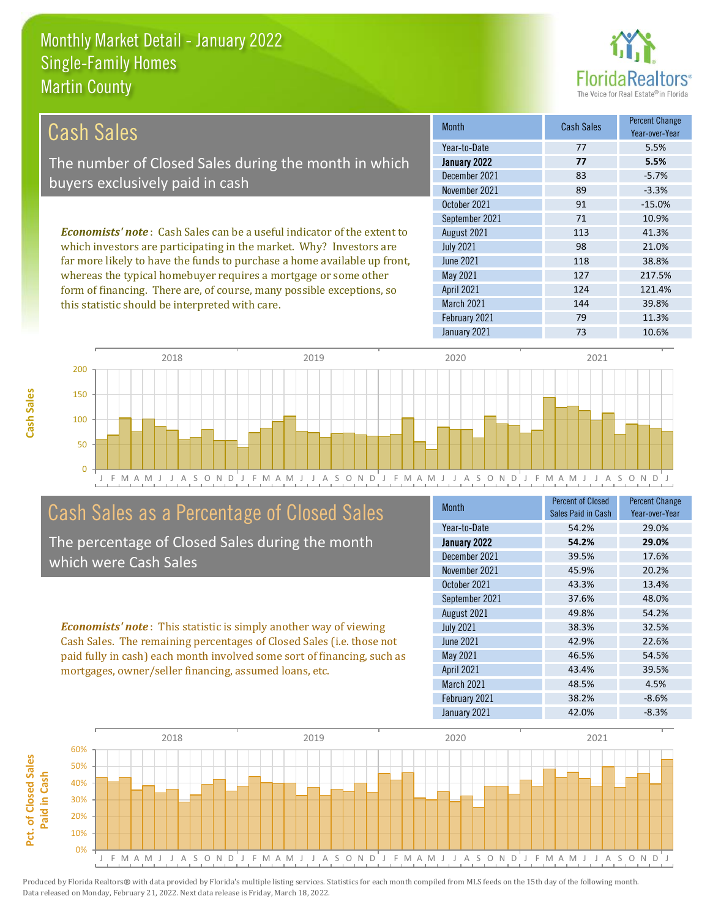# Monthly Market Detail - January 2022
## Single-Family Homes
## Martin County

## Cash Sales

The number of Closed Sales during the month in which buyers exclusively paid in cash

*Economists' note*: Cash Sales can be a useful indicator of the extent to which investors are participating in the market. Why? Investors are far more likely to have the funds to purchase a home available up front, whereas the typical homebuyer requires a mortgage or some other form of financing. There are, of course, many possible exceptions, so this statistic should be interpreted with care.

| Month | Cash Sales | Percent Change Year-over-Year |
|---|---|---|
| Year-to-Date | 77 | 5.5% |
| **January 2022** | **77** | **5.5%** |
| December 2021 | 83 | -5.7% |
| November 2021 | 89 | -3.3% |
| October 2021 | 91 | -15.0% |
| September 2021 | 71 | 10.9% |
| August 2021 | 113 | 41.3% |
| July 2021 | 98 | 21.0% |
| June 2021 | 118 | 38.8% |
| May 2021 | 127 | 217.5% |
| April 2021 | 124 | 121.4% |
| March 2021 | 144 | 39.8% |
| February 2021 | 79 | 11.3% |
| January 2021 | 73 | 10.6% |

## Cash Sales as a Percentage of Closed Sales

The percentage of Closed Sales during the month which were Cash Sales

*Economists' note*: This statistic is simply another way of viewing Cash Sales. The remaining percentages of Closed Sales (i.e. those not paid fully in cash) each month involved some sort of financing, such as mortgages, owner/seller financing, assumed loans, etc.

| Month | Percent of Closed Sales Paid in Cash | Percent Change Year-over-Year |
|---|---|---|
| Year-to-Date | 54.2% | 29.0% |
| **January 2022** | **54.2%** | **29.0%** |
| December 2021 | 39.5% | 17.6% |
| November 2021 | 45.9% | 20.2% |
| October 2021 | 43.3% | 13.4% |
| September 2021 | 37.6% | 48.0% |
| August 2021 | 49.8% | 54.2% |
| July 2021 | 38.3% | 32.5% |
| June 2021 | 42.9% | 22.6% |
| May 2021 | 46.5% | 54.5% |
| April 2021 | 43.4% | 39.5% |
| March 2021 | 48.5% | 4.5% |
| February 2021 | 38.2% | -8.6% |
| January 2021 | 42.0% | -8.3% |

Produced by Florida Realtors® with data provided by Florida's multiple listing services. Statistics for each month compiled from MLS feeds on the 15th day of the following month. Data released on Monday, February 21, 2022. Next data release is Friday, March 18, 2022.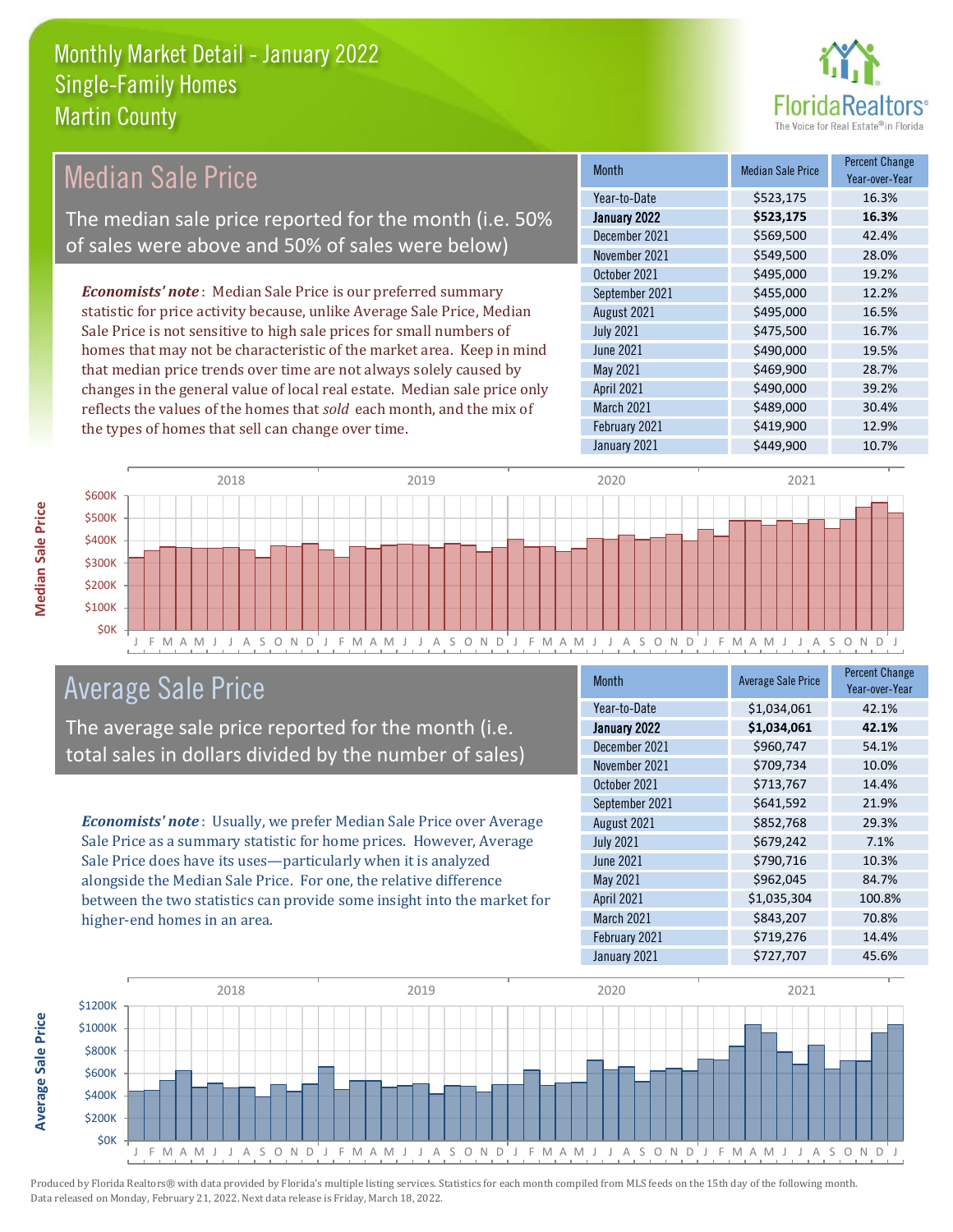# Monthly Market Detail - January 2022
## Single-Family Homes
## Martin County

## Median Sale Price

The median sale price reported for the month (i.e. 50% of sales were above and 50% of sales were below)

*Economists' note*: Median Sale Price is our preferred summary statistic for price activity because, unlike Average Sale Price, Median Sale Price is not sensitive to high sale prices for small numbers of homes that may not be characteristic of the market area. Keep in mind that median price trends over time are not always solely caused by changes in the general value of local real estate. Median sale price only reflects the values of the homes that *sold* each month, and the mix of the types of homes that sell can change over time.

| Month | Median Sale Price | Percent Change Year-over-Year |
|---|---|---|
| Year-to-Date | $523,175 | 16.3% |
| **January 2022** | **$523,175** | **16.3%** |
| December 2021 | $569,500 | 42.4% |
| November 2021 | $549,500 | 28.0% |
| October 2021 | $495,000 | 19.2% |
| September 2021 | $455,000 | 12.2% |
| August 2021 | $495,000 | 16.5% |
| July 2021 | $475,500 | 16.7% |
| June 2021 | $490,000 | 19.5% |
| May 2021 | $469,900 | 28.7% |
| April 2021 | $490,000 | 39.2% |
| March 2021 | $489,000 | 30.4% |
| February 2021 | $419,900 | 12.9% |
| January 2021 | $449,900 | 10.7% |

## Average Sale Price

The average sale price reported for the month (i.e. total sales in dollars divided by the number of sales)

*Economists' note*: Usually, we prefer Median Sale Price over Average Sale Price as a summary statistic for home prices. However, Average Sale Price does have its uses—particularly when it is analyzed alongside the Median Sale Price. For one, the relative difference between the two statistics can provide some insight into the market for higher-end homes in an area.

| Month | Average Sale Price | Percent Change Year-over-Year |
|---|---|---|
| Year-to-Date | $1,034,061 | 42.1% |
| **January 2022** | **$1,034,061** | **42.1%** |
| December 2021 | $960,747 | 54.1% |
| November 2021 | $709,734 | 10.0% |
| October 2021 | $713,767 | 14.4% |
| September 2021 | $641,592 | 21.9% |
| August 2021 | $852,768 | 29.3% |
| July 2021 | $679,242 | 7.1% |
| June 2021 | $790,716 | 10.3% |
| May 2021 | $962,045 | 84.7% |
| April 2021 | $1,035,304 | 100.8% |
| March 2021 | $843,207 | 70.8% |
| February 2021 | $719,276 | 14.4% |
| January 2021 | $727,707 | 45.6% |

Produced by Florida Realtors® with data provided by Florida's multiple listing services. Statistics for each month compiled from MLS feeds on the 15th day of the following month. Data released on Monday, February 21, 2022. Next data release is Friday, March 18, 2022.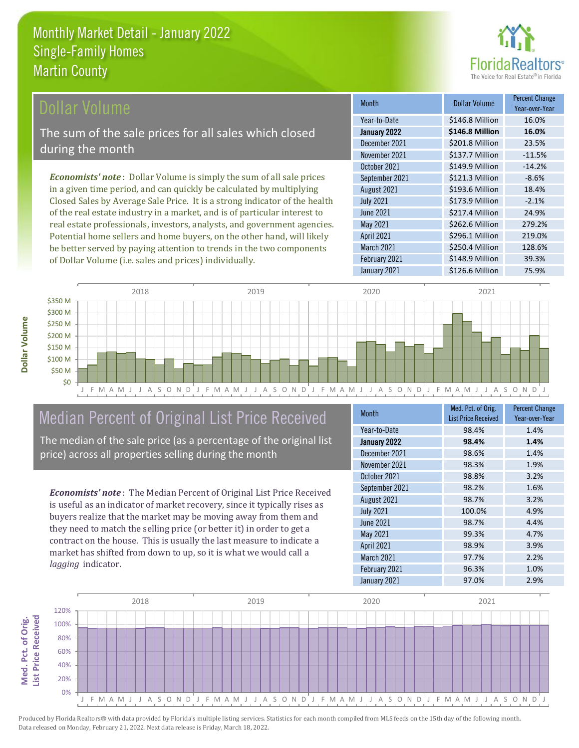# Monthly Market Detail - January 2022
## Single-Family Homes
## Martin County

## Dollar Volume

The sum of the sale prices for all sales which closed during the month

*Economists' note*: Dollar Volume is simply the sum of all sale prices in a given time period, and can quickly be calculated by multiplying Closed Sales by Average Sale Price. It is a strong indicator of the health of the real estate industry in a market, and is of particular interest to real estate professionals, investors, analysts, and government agencies. Potential home sellers and home buyers, on the other hand, will likely be better served by paying attention to trends in the two components of Dollar Volume (i.e. sales and prices) individually.

| Month | Dollar Volume | Percent Change Year-over-Year |
|---|---|---|
| Year-to-Date | $146.8 Million | 16.0% |
| **January 2022** | **$146.8 Million** | **16.0%** |
| December 2021 | $201.8 Million | 23.5% |
| November 2021 | $137.7 Million | -11.5% |
| October 2021 | $149.9 Million | -14.2% |
| September 2021 | $121.3 Million | -8.6% |
| August 2021 | $193.6 Million | 18.4% |
| July 2021 | $173.9 Million | -2.1% |
| June 2021 | $217.4 Million | 24.9% |
| May 2021 | $262.6 Million | 279.2% |
| April 2021 | $296.1 Million | 219.0% |
| March 2021 | $250.4 Million | 128.6% |
| February 2021 | $148.9 Million | 39.3% |
| January 2021 | $126.6 Million | 75.9% |

## Median Percent of Original List Price Received

The median of the sale price (as a percentage of the original list price) across all properties selling during the month

*Economists' note*: The Median Percent of Original List Price Received is useful as an indicator of market recovery, since it typically rises as buyers realize that the market may be moving away from them and they need to match the selling price (or better it) in order to get a contract on the house. This is usually the last measure to indicate a market has shifted from down to up, so it is what we would call a *lagging* indicator.

| Month | Med. Pct. of Orig. List Price Received | Percent Change Year-over-Year |
|---|---|---|
| Year-to-Date | 98.4% | 1.4% |
| **January 2022** | **98.4%** | **1.4%** |
| December 2021 | 98.6% | 1.4% |
| November 2021 | 98.3% | 1.9% |
| October 2021 | 98.8% | 3.2% |
| September 2021 | 98.2% | 1.6% |
| August 2021 | 98.7% | 3.2% |
| July 2021 | 100.0% | 4.9% |
| June 2021 | 98.7% | 4.4% |
| May 2021 | 99.3% | 4.7% |
| April 2021 | 98.9% | 3.9% |
| March 2021 | 97.7% | 2.2% |
| February 2021 | 96.3% | 1.0% |
| January 2021 | 97.0% | 2.9% |

Produced by Florida Realtors® with data provided by Florida's multiple listing services. Statistics for each month compiled from MLS feeds on the 15th day of the following month. Data released on Monday, February 21, 2022. Next data release is Friday, March 18, 2022.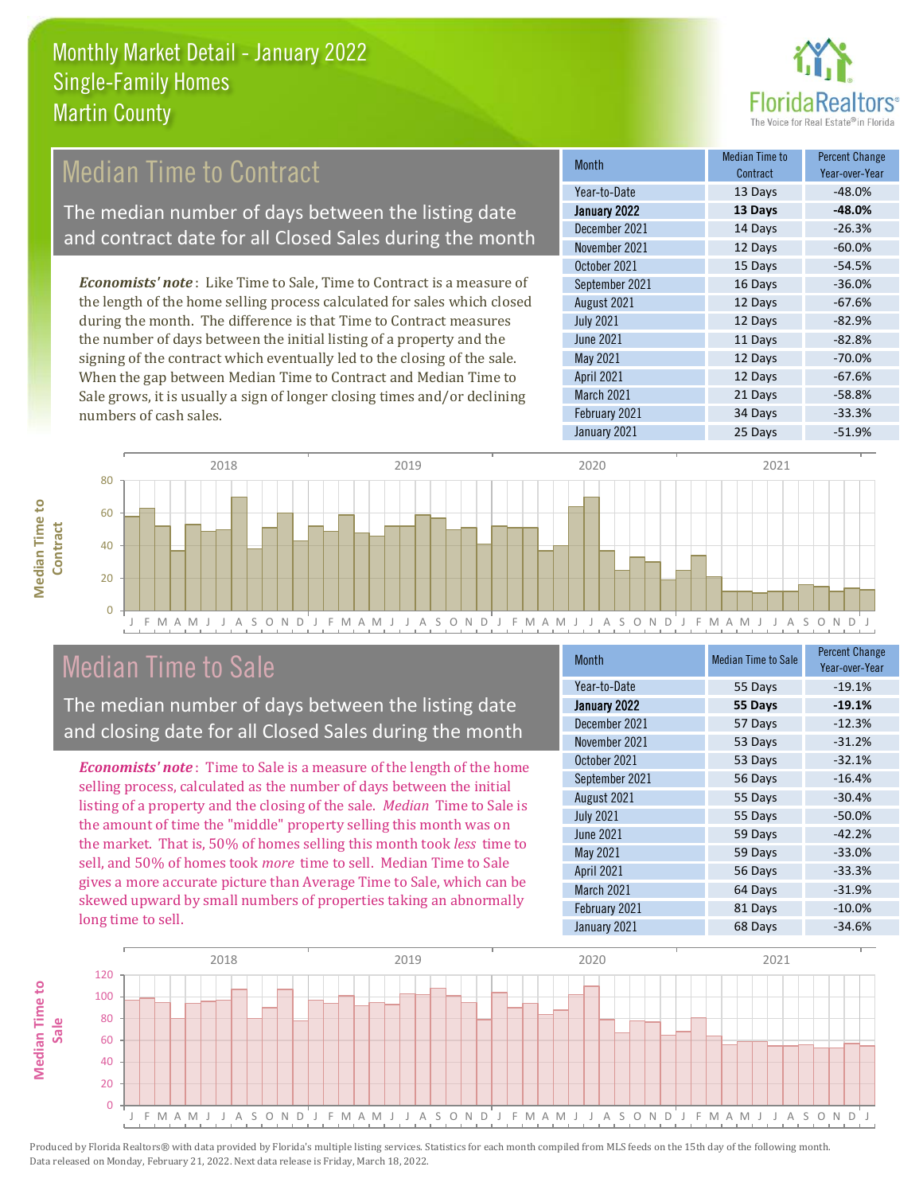# Monthly Market Detail - January 2022
## Single-Family Homes
## Martin County

## Median Time to Contract

The median number of days between the listing date and contract date for all Closed Sales during the month

*Economists' note*: Like Time to Sale, Time to Contract is a measure of the length of the home selling process calculated for sales which closed during the month. The difference is that Time to Contract measures the number of days between the initial listing of a property and the signing of the contract which eventually led to the closing of the sale. When the gap between Median Time to Contract and Median Time to Sale grows, it is usually a sign of longer closing times and/or declining numbers of cash sales.

| Month | Median Time to Contract | Percent Change Year-over-Year |
|---|---|---|
| Year-to-Date | 13 Days | -48.0% |
| **January 2022** | **13 Days** | **-48.0%** |
| December 2021 | 14 Days | -26.3% |
| November 2021 | 12 Days | -60.0% |
| October 2021 | 15 Days | -54.5% |
| September 2021 | 16 Days | -36.0% |
| August 2021 | 12 Days | -67.6% |
| July 2021 | 12 Days | -82.9% |
| June 2021 | 11 Days | -82.8% |
| May 2021 | 12 Days | -70.0% |
| April 2021 | 12 Days | -67.6% |
| March 2021 | 21 Days | -58.8% |
| February 2021 | 34 Days | -33.3% |
| January 2021 | 25 Days | -51.9% |

## Median Time to Sale

The median number of days between the listing date and closing date for all Closed Sales during the month

*Economists' note*: Time to Sale is a measure of the length of the home selling process, calculated as the number of days between the initial listing of a property and the closing of the sale. *Median* Time to Sale is the amount of time the "middle" property selling this month was on the market. That is, 50% of homes selling this month took *less* time to sell, and 50% of homes took *more* time to sell. Median Time to Sale gives a more accurate picture than Average Time to Sale, which can be skewed upward by small numbers of properties taking an abnormally long time to sell.

| Month | Median Time to Sale | Percent Change Year-over-Year |
|---|---|---|
| Year-to-Date | 55 Days | -19.1% |
| **January 2022** | **55 Days** | **-19.1%** |
| December 2021 | 57 Days | -12.3% |
| November 2021 | 53 Days | -31.2% |
| October 2021 | 53 Days | -32.1% |
| September 2021 | 56 Days | -16.4% |
| August 2021 | 55 Days | -30.4% |
| July 2021 | 55 Days | -50.0% |
| June 2021 | 59 Days | -42.2% |
| May 2021 | 59 Days | -33.0% |
| April 2021 | 56 Days | -33.3% |
| March 2021 | 64 Days | -31.9% |
| February 2021 | 81 Days | -10.0% |
| January 2021 | 68 Days | -34.6% |

Produced by Florida Realtors® with data provided by Florida's multiple listing services. Statistics for each month compiled from MLS feeds on the 15th day of the following month. Data released on Monday, February 21, 2022. Next data release is Friday, March 18, 2022.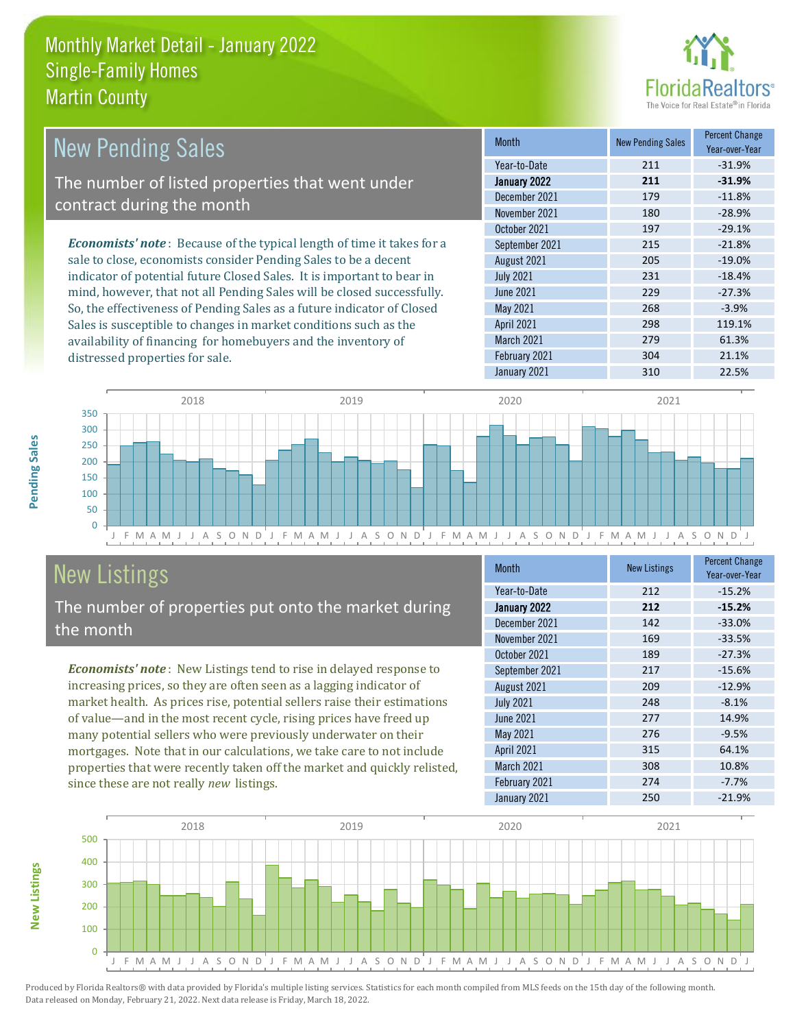Monthly Market Detail - January 2022
Single-Family Homes
Martin County

## New Pending Sales

The number of listed properties that went under contract during the month

*Economists' note*: Because of the typical length of time it takes for a sale to close, economists consider Pending Sales to be a decent indicator of potential future Closed Sales. It is important to bear in mind, however, that not all Pending Sales will be closed successfully. So, the effectiveness of Pending Sales as a future indicator of Closed Sales is susceptible to changes in market conditions such as the availability of financing for homebuyers and the inventory of distressed properties for sale.

| Month | New Pending Sales | Percent Change Year-over-Year |
|---|---|---|
| Year-to-Date | 211 | -31.9% |
| **January 2022** | **211** | **-31.9%** |
| December 2021 | 179 | -11.8% |
| November 2021 | 180 | -28.9% |
| October 2021 | 197 | -29.1% |
| September 2021 | 215 | -21.8% |
| August 2021 | 205 | -19.0% |
| July 2021 | 231 | -18.4% |
| June 2021 | 229 | -27.3% |
| May 2021 | 268 | -3.9% |
| April 2021 | 298 | 119.1% |
| March 2021 | 279 | 61.3% |
| February 2021 | 304 | 21.1% |
| January 2021 | 310 | 22.5% |

## New Listings

The number of properties put onto the market during the month

*Economists' note*: New Listings tend to rise in delayed response to increasing prices, so they are often seen as a lagging indicator of market health. As prices rise, potential sellers raise their estimations of value—and in the most recent cycle, rising prices have freed up many potential sellers who were previously underwater on their mortgages. Note that in our calculations, we take care to not include properties that were recently taken off the market and quickly relisted, since these are not really *new* listings.

| Month | New Listings | Percent Change Year-over-Year |
|---|---|---|
| Year-to-Date | 212 | -15.2% |
| **January 2022** | **212** | **-15.2%** |
| December 2021 | 142 | -33.0% |
| November 2021 | 169 | -33.5% |
| October 2021 | 189 | -27.3% |
| September 2021 | 217 | -15.6% |
| August 2021 | 209 | -12.9% |
| July 2021 | 248 | -8.1% |
| June 2021 | 277 | 14.9% |
| May 2021 | 276 | -9.5% |
| April 2021 | 315 | 64.1% |
| March 2021 | 308 | 10.8% |
| February 2021 | 274 | -7.7% |
| January 2021 | 250 | -21.9% |

Produced by Florida Realtors® with data provided by Florida's multiple listing services. Statistics for each month compiled from MLS feeds on the 15th day of the following month. Data released on Monday, February 21, 2022. Next data release is Friday, March 18, 2022.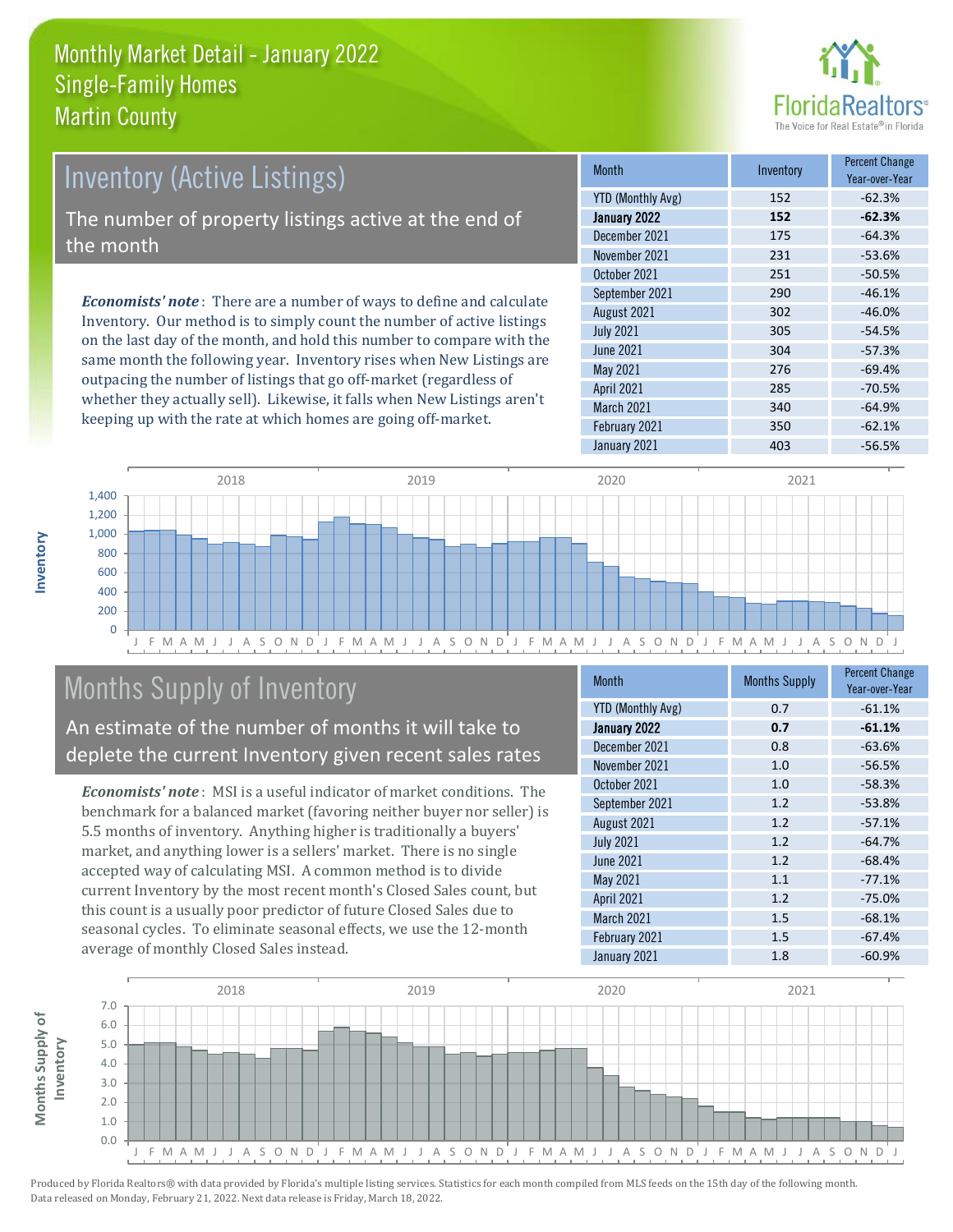# Monthly Market Detail - January 2022
## Single-Family Homes
## Martin County

## Inventory (Active Listings)

The number of property listings active at the end of the month

***Economists' note***: There are a number of ways to define and calculate Inventory. Our method is to simply count the number of active listings on the last day of the month, and hold this number to compare with the same month the following year. Inventory rises when New Listings are outpacing the number of listings that go off-market (regardless of whether they actually sell). Likewise, it falls when New Listings aren't keeping up with the rate at which homes are going off-market.

| Month | Inventory | Percent Change Year-over-Year |
|---|---|---|
| YTD (Monthly Avg) | 152 | -62.3% |
| **January 2022** | **152** | **-62.3%** |
| December 2021 | 175 | -64.3% |
| November 2021 | 231 | -53.6% |
| October 2021 | 251 | -50.5% |
| September 2021 | 290 | -46.1% |
| August 2021 | 302 | -46.0% |
| July 2021 | 305 | -54.5% |
| June 2021 | 304 | -57.3% |
| May 2021 | 276 | -69.4% |
| April 2021 | 285 | -70.5% |
| March 2021 | 340 | -64.9% |
| February 2021 | 350 | -62.1% |
| January 2021 | 403 | -56.5% |

## Months Supply of Inventory

An estimate of the number of months it will take to deplete the current Inventory given recent sales rates

***Economists' note***: MSI is a useful indicator of market conditions. The benchmark for a balanced market (favoring neither buyer nor seller) is 5.5 months of inventory. Anything higher is traditionally a buyers' market, and anything lower is a sellers' market. There is no single accepted way of calculating MSI. A common method is to divide current Inventory by the most recent month's Closed Sales count, but this count is a usually poor predictor of future Closed Sales due to seasonal cycles. To eliminate seasonal effects, we use the 12-month average of monthly Closed Sales instead.

| Month | Months Supply | Percent Change Year-over-Year |
|---|---|---|
| YTD (Monthly Avg) | 0.7 | -61.1% |
| **January 2022** | **0.7** | **-61.1%** |
| December 2021 | 0.8 | -63.6% |
| November 2021 | 1.0 | -56.5% |
| October 2021 | 1.0 | -58.3% |
| September 2021 | 1.2 | -53.8% |
| August 2021 | 1.2 | -57.1% |
| July 2021 | 1.2 | -64.7% |
| June 2021 | 1.2 | -68.4% |
| May 2021 | 1.1 | -77.1% |
| April 2021 | 1.2 | -75.0% |
| March 2021 | 1.5 | -68.1% |
| February 2021 | 1.5 | -67.4% |
| January 2021 | 1.8 | -60.9% |

Produced by Florida Realtors® with data provided by Florida's multiple listing services. Statistics for each month compiled from MLS feeds on the 15th day of the following month. Data released on Monday, February 21, 2022. Next data release is Friday, March 18, 2022.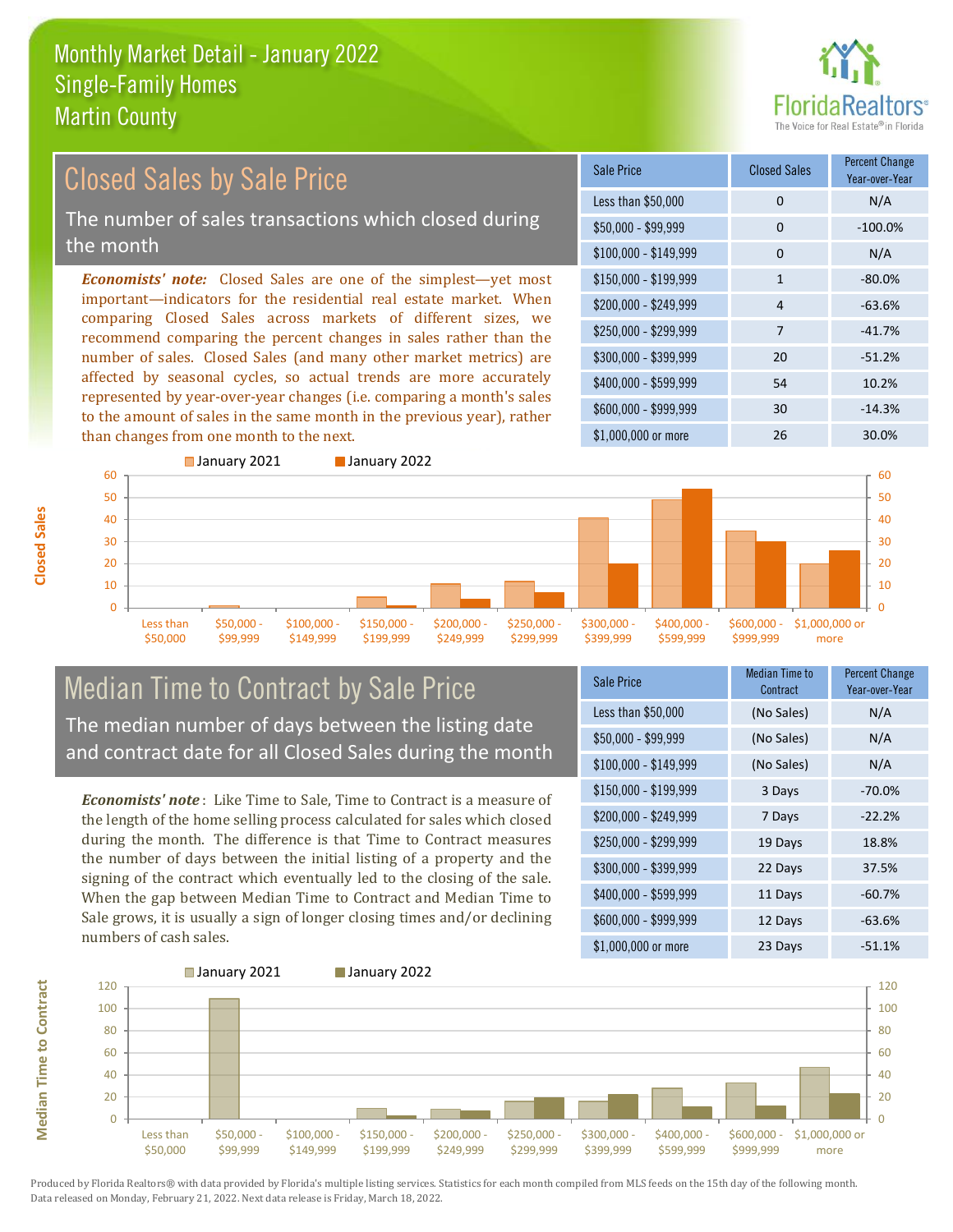# Monthly Market Detail - January 2022
## Single-Family Homes
## Martin County

## Closed Sales by Sale Price

The number of sales transactions which closed during the month

***Economists' note:*** Closed Sales are one of the simplest—yet most important—indicators for the residential real estate market. When comparing Closed Sales across markets of different sizes, we recommend comparing the percent changes in sales rather than the number of sales. Closed Sales (and many other market metrics) are affected by seasonal cycles, so actual trends are more accurately represented by year-over-year changes (i.e. comparing a month's sales to the amount of sales in the same month in the previous year), rather than changes from one month to the next.

| Sale Price | Closed Sales | Percent Change Year-over-Year |
|---|---|---|
| Less than $50,000 | 0 | N/A |
| $50,000 - $99,999 | 0 | -100.0% |
| $100,000 - $149,999 | 0 | N/A |
| $150,000 - $199,999 | 1 | -80.0% |
| $200,000 - $249,999 | 4 | -63.6% |
| $250,000 - $299,999 | 7 | -41.7% |
| $300,000 - $399,999 | 20 | -51.2% |
| $400,000 - $599,999 | 54 | 10.2% |
| $600,000 - $999,999 | 30 | -14.3% |
| $1,000,000 or more | 26 | 30.0% |

## Median Time to Contract by Sale Price

The median number of days between the listing date and contract date for all Closed Sales during the month

***Economists' note*** : Like Time to Sale, Time to Contract is a measure of the length of the home selling process calculated for sales which closed during the month. The difference is that Time to Contract measures the number of days between the initial listing of a property and the signing of the contract which eventually led to the closing of the sale. When the gap between Median Time to Contract and Median Time to Sale grows, it is usually a sign of longer closing times and/or declining numbers of cash sales.

| Sale Price | Median Time to Contract | Percent Change Year-over-Year |
|---|---|---|
| Less than $50,000 | (No Sales) | N/A |
| $50,000 - $99,999 | (No Sales) | N/A |
| $100,000 - $149,999 | (No Sales) | N/A |
| $150,000 - $199,999 | 3 Days | -70.0% |
| $200,000 - $249,999 | 7 Days | -22.2% |
| $250,000 - $299,999 | 19 Days | 18.8% |
| $300,000 - $399,999 | 22 Days | 37.5% |
| $400,000 - $599,999 | 11 Days | -60.7% |
| $600,000 - $999,999 | 12 Days | -63.6% |
| $1,000,000 or more | 23 Days | -51.1% |

Produced by Florida Realtors® with data provided by Florida's multiple listing services. Statistics for each month compiled from MLS feeds on the 15th day of the following month. Data released on Monday, February 21, 2022. Next data release is Friday, March 18, 2022.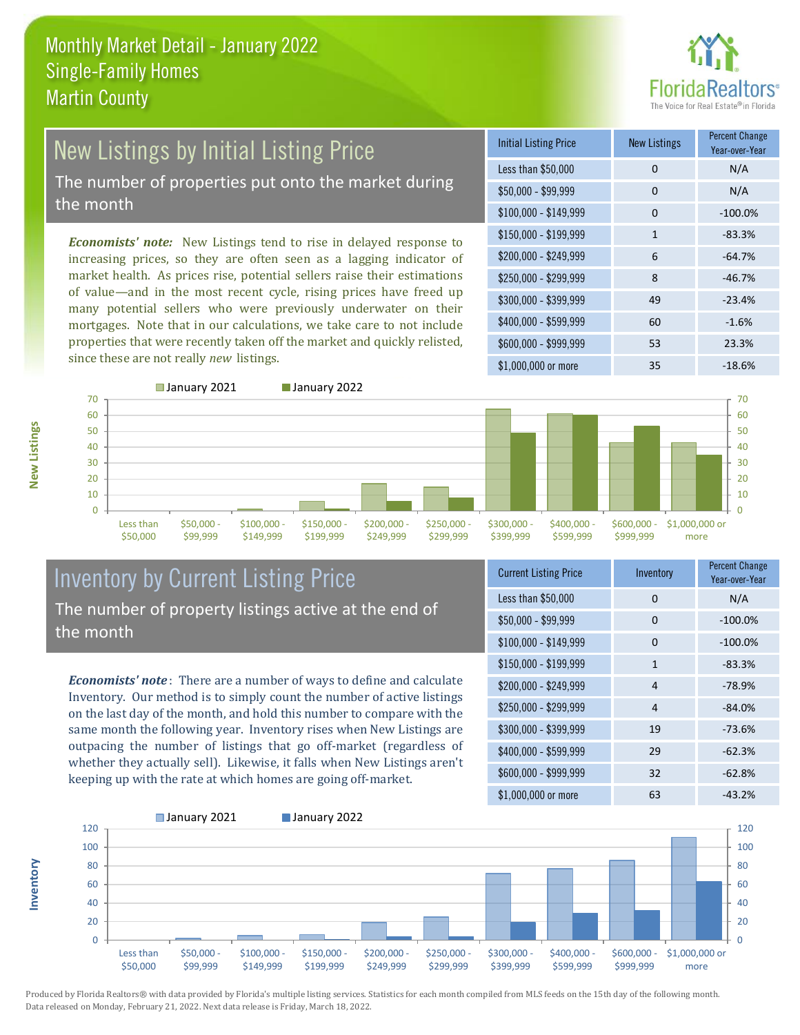# Monthly Market Detail - January 2022
## Single-Family Homes
## Martin County

## New Listings by Initial Listing Price

The number of properties put onto the market during the month

*Economists' note:* New Listings tend to rise in delayed response to increasing prices, so they are often seen as a lagging indicator of market health. As prices rise, potential sellers raise their estimations of value—and in the most recent cycle, rising prices have freed up many potential sellers who were previously underwater on their mortgages. Note that in our calculations, we take care to not include properties that were recently taken off the market and quickly relisted, since these are not really *new* listings.

| Initial Listing Price | New Listings | Percent Change Year-over-Year |
| --- | --- | --- |
| Less than $50,000 | 0 | N/A |
| $50,000 - $99,999 | 0 | N/A |
| $100,000 - $149,999 | 0 | -100.0% |
| $150,000 - $199,999 | 1 | -83.3% |
| $200,000 - $249,999 | 6 | -64.7% |
| $250,000 - $299,999 | 8 | -46.7% |
| $300,000 - $399,999 | 49 | -23.4% |
| $400,000 - $599,999 | 60 | -1.6% |
| $600,000 - $999,999 | 53 | 23.3% |
| $1,000,000 or more | 35 | -18.6% |

## Inventory by Current Listing Price

The number of property listings active at the end of the month

*Economists' note*: There are a number of ways to define and calculate Inventory. Our method is to simply count the number of active listings on the last day of the month, and hold this number to compare with the same month the following year. Inventory rises when New Listings are outpacing the number of listings that go off-market (regardless of whether they actually sell). Likewise, it falls when New Listings aren't keeping up with the rate at which homes are going off-market.

| Current Listing Price | Inventory | Percent Change Year-over-Year |
| --- | --- | --- |
| Less than $50,000 | 0 | N/A |
| $50,000 - $99,999 | 0 | -100.0% |
| $100,000 - $149,999 | 0 | -100.0% |
| $150,000 - $199,999 | 1 | -83.3% |
| $200,000 - $249,999 | 4 | -78.9% |
| $250,000 - $299,999 | 4 | -84.0% |
| $300,000 - $399,999 | 19 | -73.6% |
| $400,000 - $599,999 | 29 | -62.3% |
| $600,000 - $999,999 | 32 | -62.8% |
| $1,000,000 or more | 63 | -43.2% |

Produced by Florida Realtors® with data provided by Florida's multiple listing services. Statistics for each month compiled from MLS feeds on the 15th day of the following month. Data released on Monday, February 21, 2022. Next data release is Friday, March 18, 2022.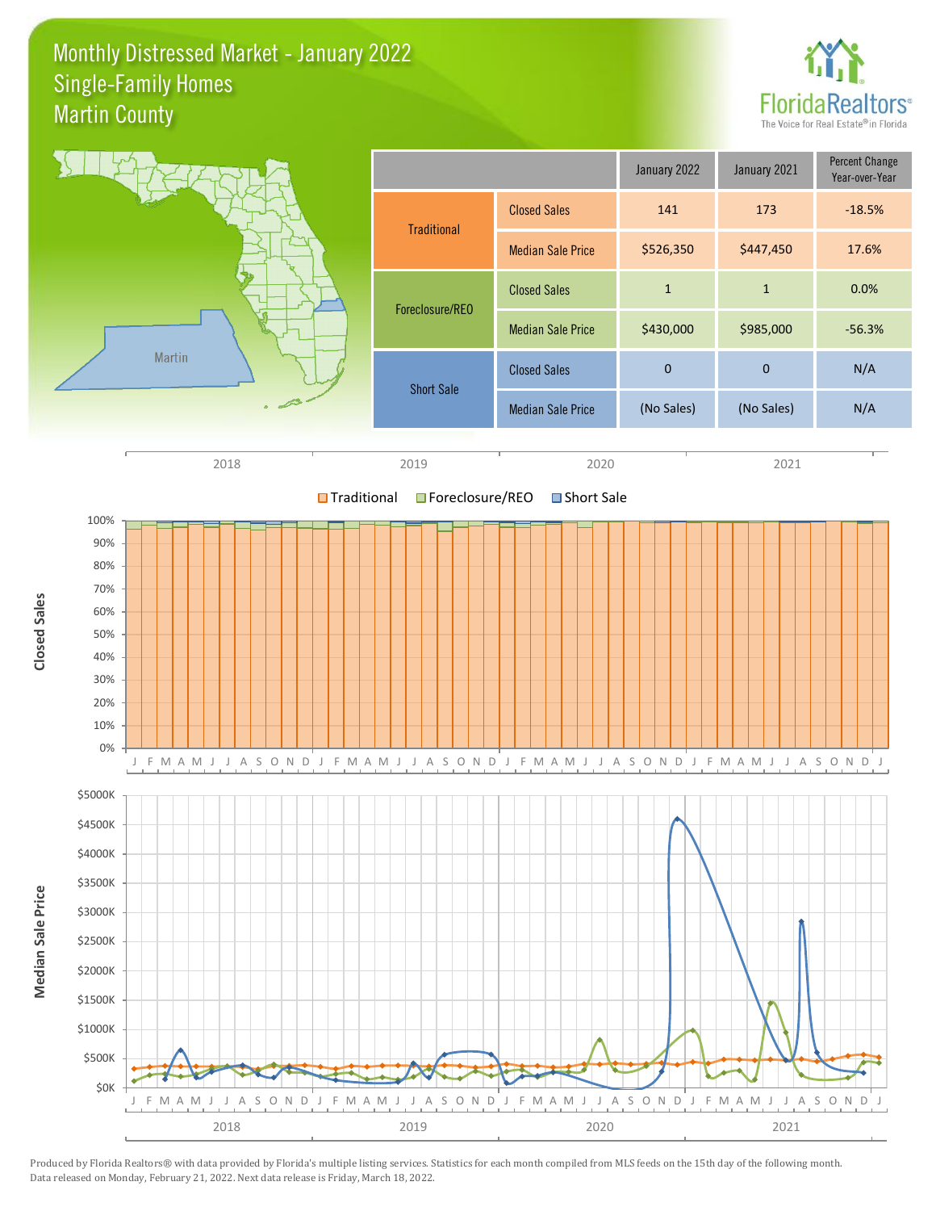# Monthly Distressed Market - January 2022
## Single-Family Homes
## Martin County

FloridaRealtors®
The Voice for Real Estate® in Florida

Martin

| | | January 2022 | January 2021 | Percent Change Year-over-Year |
|---|---|---|---|---|
| Traditional | Closed Sales | 141 | 173 | -18.5% |
| | Median Sale Price | $526,350 | $447,450 | 17.6% |
| Foreclosure/REO | Closed Sales | 1 | 1 | 0.0% |
| | Median Sale Price | $430,000 | $985,000 | -56.3% |
| Short Sale | Closed Sales | 0 | 0 | N/A |
| | Median Sale Price | (No Sales) | (No Sales) | N/A |

2018 2019 2020 2021

Traditional Foreclosure/REO Short Sale

Closed Sales

100% 90% 80% 70% 60% 50% 40% 30% 20% 10% 0%

J F M A M J J A S O N D J F M A M J J A S O N D J F M A M J J A S O N D J F M A M J J A S O N D J

Median Sale Price

$5000K $4500K $4000K $3500K $3000K $2500K $2000K $1500K $1000K $500K $0K

J F M A M J J A S O N D J F M A M J J A S O N D J F M A M J J A S O N D J F M A M J J A S O N D J

2018 2019 2020 2021

Produced by Florida Realtors® with data provided by Florida's multiple listing services. Statistics for each month compiled from MLS feeds on the 15th day of the following month. Data released on Monday, February 21, 2022. Next data release is Friday, March 18, 2022.